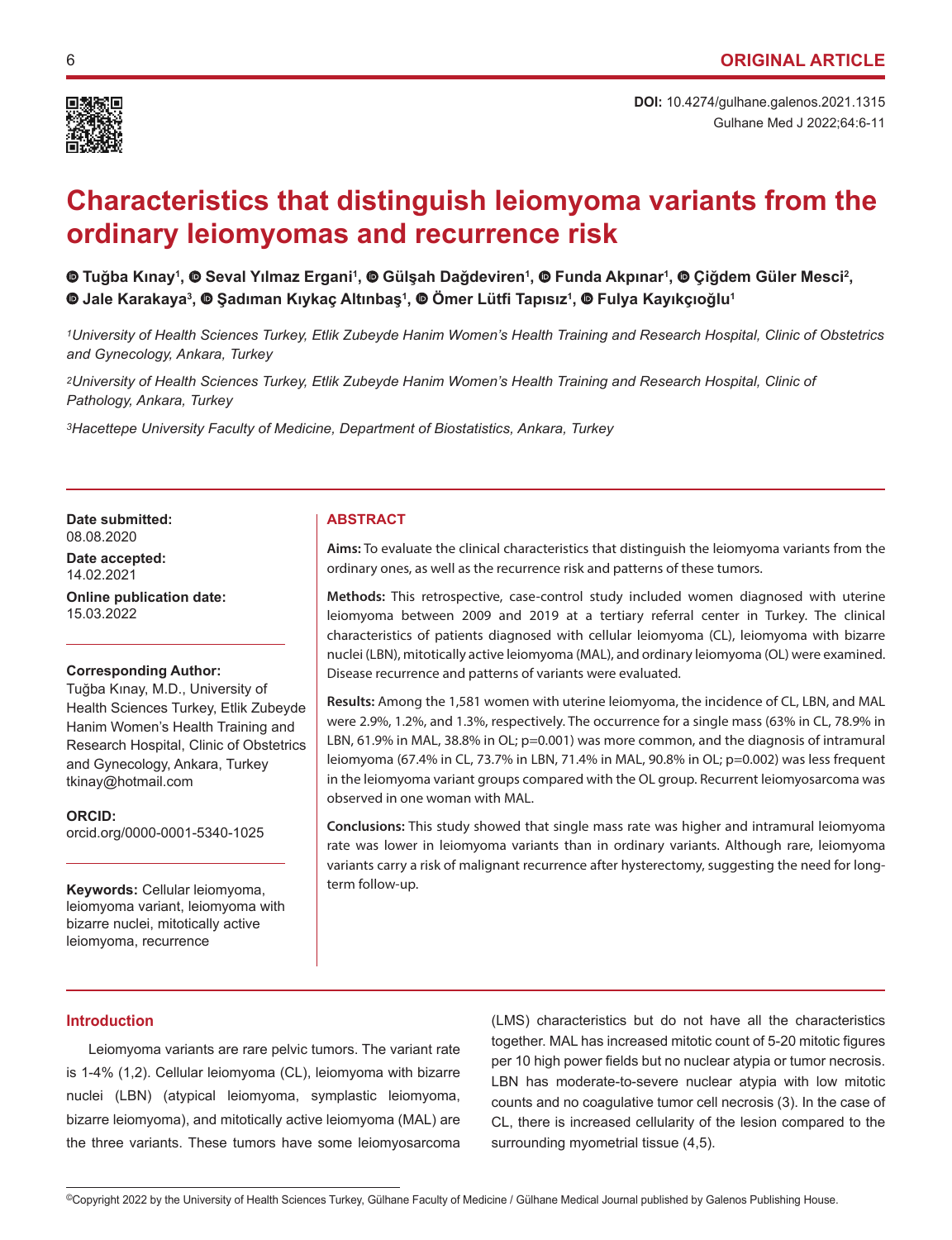ORIGINAL ARTICLE

**DOI:** 10.4274/gulhane.galenos.2021.1315

# Characteristics that distinguish leiomyoma variants from the ordinary leiomyomas and recurrence risk

**Tuğba Kınay[1], Seval Yılmaz Ergani[1], Gülşah Dağdeviren[1], Funda Akpınar[1], Çiğdem Güler Mesci[2], Jale Karakaya[3], Şadıman Kıykaç Altınbaş[1], Ömer Lütfi Tapısız[1], Fulya Kayıkçıoğlu[1]**

*[1]University of Health Sciences Turkey, Etlik Zubeyde Hanim Women's Health Training and Research Hospital, Clinic of Obstetrics and Gynecology, Ankara, Turkey*

*[2]University of Health Sciences Turkey, Etlik Zubeyde Hanim Women's Health Training and Research Hospital, Clinic of Pathology, Ankara, Turkey*

*[3]Hacettepe University Faculty of Medicine, Department of Biostatistics, Ankara, Turkey*

**Date submitted:** 08.08.2020

**Date accepted:** 14.02.2021

**Online publication date:** 15.03.2022

**Corresponding Author:**
Tuğba Kınay, M.D., University of Health Sciences Turkey, Etlik Zubeyde Hanim Women's Health Training and Research Hospital, Clinic of Obstetrics and Gynecology, Ankara, Turkey
tkinay@hotmail.com

**ORCID:**
orcid.org/0000-0001-5340-1025

**Keywords:** Cellular leiomyoma, leiomyoma variant, leiomyoma with bizarre nuclei, mitotically active leiomyoma, recurrence

## ABSTRACT

**Aims:** To evaluate the clinical characteristics that distinguish the leiomyoma variants from the ordinary ones, as well as the recurrence risk and patterns of these tumors.

**Methods:** This retrospective, case-control study included women diagnosed with uterine leiomyoma between 2009 and 2019 at a tertiary referral center in Turkey. The clinical characteristics of patients diagnosed with cellular leiomyoma (CL), leiomyoma with bizarre nuclei (LBN), mitotically active leiomyoma (MAL), and ordinary leiomyoma (OL) were examined. Disease recurrence and patterns of variants were evaluated.

**Results:** Among the 1,581 women with uterine leiomyoma, the incidence of CL, LBN, and MAL were 2.9%, 1.2%, and 1.3%, respectively. The occurrence for a single mass (63% in CL, 78.9% in LBN, 61.9% in MAL, 38.8% in OL; p=0.001) was more common, and the diagnosis of intramural leiomyoma (67.4% in CL, 73.7% in LBN, 71.4% in MAL, 90.8% in OL; p=0.002) was less frequent in the leiomyoma variant groups compared with the OL group. Recurrent leiomyosarcoma was observed in one woman with MAL.

**Conclusions:** This study showed that single mass rate was higher and intramural leiomyoma rate was lower in leiomyoma variants than in ordinary variants. Although rare, leiomyoma variants carry a risk of malignant recurrence after hysterectomy, suggesting the need for long-term follow-up.

## Introduction

Leiomyoma variants are rare pelvic tumors. The variant rate is 1-4% (1,2). Cellular leiomyoma (CL), leiomyoma with bizarre nuclei (LBN) (atypical leiomyoma, symplastic leiomyoma, bizarre leiomyoma), and mitotically active leiomyoma (MAL) are the three variants. These tumors have some leiomyosarcoma (LMS) characteristics but do not have all the characteristics together. MAL has increased mitotic count of 5-20 mitotic figures per 10 high power fields but no nuclear atypia or tumor necrosis. LBN has moderate-to-severe nuclear atypia with low mitotic counts and no coagulative tumor cell necrosis (3). In the case of CL, there is increased cellularity of the lesion compared to the surrounding myometrial tissue (4,5).

©Copyright 2022 by the University of Health Sciences Turkey, Gülhane Faculty of Medicine / Gülhane Medical Journal published by Galenos Publishing House.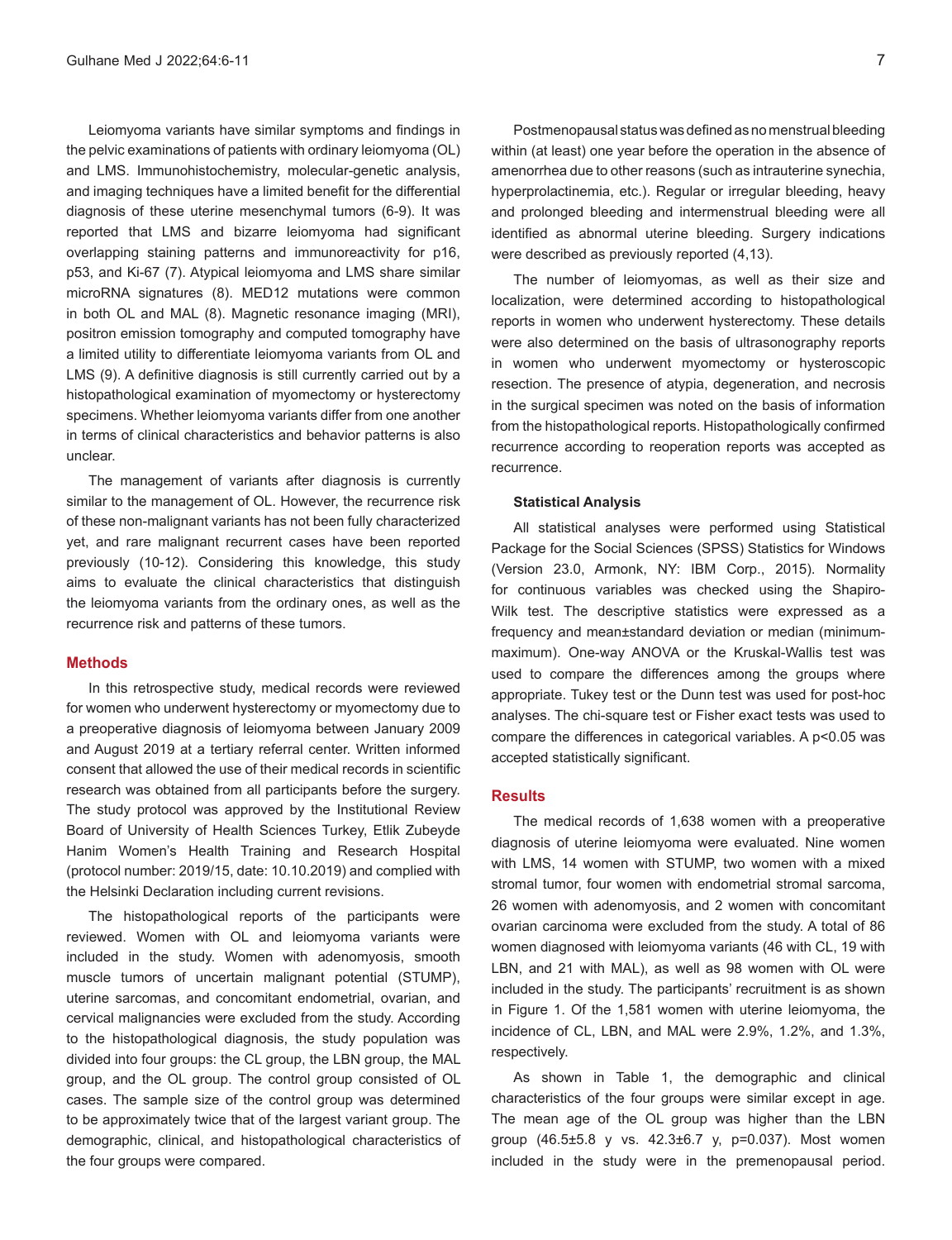Leiomyoma variants have similar symptoms and findings in the pelvic examinations of patients with ordinary leiomyoma (OL) and LMS. Immunohistochemistry, molecular-genetic analysis, and imaging techniques have a limited benefit for the differential diagnosis of these uterine mesenchymal tumors (6-9). It was reported that LMS and bizarre leiomyoma had significant overlapping staining patterns and immunoreactivity for p16, p53, and Ki-67 (7). Atypical leiomyoma and LMS share similar microRNA signatures (8). MED12 mutations were common in both OL and MAL (8). Magnetic resonance imaging (MRI), positron emission tomography and computed tomography have a limited utility to differentiate leiomyoma variants from OL and LMS (9). A definitive diagnosis is still currently carried out by a histopathological examination of myomectomy or hysterectomy specimens. Whether leiomyoma variants differ from one another in terms of clinical characteristics and behavior patterns is also unclear.

The management of variants after diagnosis is currently similar to the management of OL. However, the recurrence risk of these non-malignant variants has not been fully characterized yet, and rare malignant recurrent cases have been reported previously (10-12). Considering this knowledge, this study aims to evaluate the clinical characteristics that distinguish the leiomyoma variants from the ordinary ones, as well as the recurrence risk and patterns of these tumors.

## Methods

In this retrospective study, medical records were reviewed for women who underwent hysterectomy or myomectomy due to a preoperative diagnosis of leiomyoma between January 2009 and August 2019 at a tertiary referral center. Written informed consent that allowed the use of their medical records in scientific research was obtained from all participants before the surgery. The study protocol was approved by the Institutional Review Board of University of Health Sciences Turkey, Etlik Zubeyde Hanim Women's Health Training and Research Hospital (protocol number: 2019/15, date: 10.10.2019) and complied with the Helsinki Declaration including current revisions.

The histopathological reports of the participants were reviewed. Women with OL and leiomyoma variants were included in the study. Women with adenomyosis, smooth muscle tumors of uncertain malignant potential (STUMP), uterine sarcomas, and concomitant endometrial, ovarian, and cervical malignancies were excluded from the study. According to the histopathological diagnosis, the study population was divided into four groups: the CL group, the LBN group, the MAL group, and the OL group. The control group consisted of OL cases. The sample size of the control group was determined to be approximately twice that of the largest variant group. The demographic, clinical, and histopathological characteristics of the four groups were compared.

Postmenopausal status was defined as no menstrual bleeding within (at least) one year before the operation in the absence of amenorrhea due to other reasons (such as intrauterine synechia, hyperprolactinemia, etc.). Regular or irregular bleeding, heavy and prolonged bleeding and intermenstrual bleeding were all identified as abnormal uterine bleeding. Surgery indications were described as previously reported (4,13).

The number of leiomyomas, as well as their size and localization, were determined according to histopathological reports in women who underwent hysterectomy. These details were also determined on the basis of ultrasonography reports in women who underwent myomectomy or hysteroscopic resection. The presence of atypia, degeneration, and necrosis in the surgical specimen was noted on the basis of information from the histopathological reports. Histopathologically confirmed recurrence according to reoperation reports was accepted as recurrence.

### Statistical Analysis

All statistical analyses were performed using Statistical Package for the Social Sciences (SPSS) Statistics for Windows (Version 23.0, Armonk, NY: IBM Corp., 2015). Normality for continuous variables was checked using the Shapiro-Wilk test. The descriptive statistics were expressed as a frequency and mean±standard deviation or median (minimum-maximum). One-way ANOVA or the Kruskal-Wallis test was used to compare the differences among the groups where appropriate. Tukey test or the Dunn test was used for post-hoc analyses. The chi-square test or Fisher exact tests was used to compare the differences in categorical variables. A p<0.05 was accepted statistically significant.

## Results

The medical records of 1,638 women with a preoperative diagnosis of uterine leiomyoma were evaluated. Nine women with LMS, 14 women with STUMP, two women with a mixed stromal tumor, four women with endometrial stromal sarcoma, 26 women with adenomyosis, and 2 women with concomitant ovarian carcinoma were excluded from the study. A total of 86 women diagnosed with leiomyoma variants (46 with CL, 19 with LBN, and 21 with MAL), as well as 98 women with OL were included in the study. The participants' recruitment is as shown in Figure 1. Of the 1,581 women with uterine leiomyoma, the incidence of CL, LBN, and MAL were 2.9%, 1.2%, and 1.3%, respectively.

As shown in Table 1, the demographic and clinical characteristics of the four groups were similar except in age. The mean age of the OL group was higher than the LBN group (46.5±5.8 y vs. 42.3±6.7 y, p=0.037). Most women included in the study were in the premenopausal period.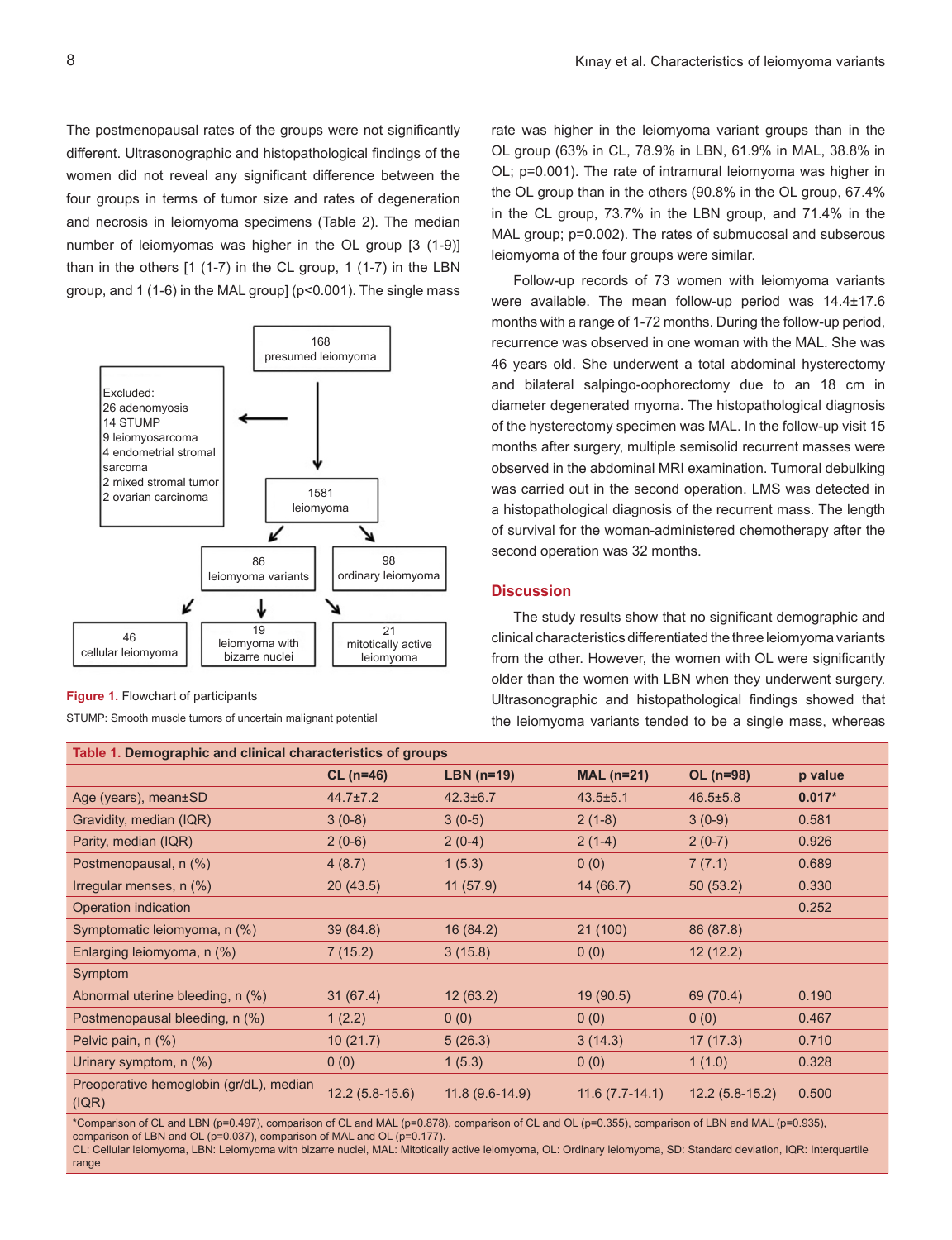The postmenopausal rates of the groups were not significantly different. Ultrasonographic and histopathological findings of the women did not reveal any significant difference between the four groups in terms of tumor size and rates of degeneration and necrosis in leiomyoma specimens (Table 2). The median number of leiomyomas was higher in the OL group [3 (1-9)] than in the others [1 (1-7) in the CL group, 1 (1-7) in the LBN group, and 1 (1-6) in the MAL group] (p<0.001). The single mass rate was higher in the leiomyoma variant groups than in the OL group (63% in CL, 78.9% in LBN, 61.9% in MAL, 38.8% in OL; p=0.001). The rate of intramural leiomyoma was higher in the OL group than in the others (90.8% in the OL group, 67.4% in the CL group, 73.7% in the LBN group, and 71.4% in the MAL group; p=0.002). The rates of submucosal and subserous leiomyoma of the four groups were similar.

Follow-up records of 73 women with leiomyoma variants were available. The mean follow-up period was 14.4±17.6 months with a range of 1-72 months. During the follow-up period, recurrence was observed in one woman with the MAL. She was 46 years old. She underwent a total abdominal hysterectomy and bilateral salpingo-oophorectomy due to an 18 cm in diameter degenerated myoma. The histopathological diagnosis of the hysterectomy specimen was MAL. In the follow-up visit 15 months after surgery, multiple semisolid recurrent masses were observed in the abdominal MRI examination. Tumoral debulking was carried out in the second operation. LMS was detected in a histopathological diagnosis of the recurrent mass. The length of survival for the woman-administered chemotherapy after the second operation was 32 months.

168 presumed leiomyoma → Excluded: 26 adenomyosis, 14 STUMP, 9 leiomyosarcoma, 4 endometrial stromal sarcoma, 2 mixed stromal tumor, 2 ovarian carcinoma

1581 leiomyoma → 86 leiomyoma variants; 98 ordinary leiomyoma

86 leiomyoma variants → 46 cellular leiomyoma; 19 leiomyoma with bizarre nuclei; 21 mitotically active leiomyoma

**Figure 1.** Flowchart of participants

STUMP: Smooth muscle tumors of uncertain malignant potential

## Discussion

The study results show that no significant demographic and clinical characteristics differentiated the three leiomyoma variants from the other. However, the women with OL were significantly older than the women with LBN when they underwent surgery. Ultrasonographic and histopathological findings showed that the leiomyoma variants tended to be a single mass, whereas

**Table 1. Demographic and clinical characteristics of groups**

| | CL (n=46) | LBN (n=19) | MAL (n=21) | OL (n=98) | p value |
|---|---|---|---|---|---|
| Age (years), mean±SD | 44.7±7.2 | 42.3±6.7 | 43.5±5.1 | 46.5±5.8 | **0.017*** |
| Gravidity, median (IQR) | 3 (0-8) | 3 (0-5) | 2 (1-8) | 3 (0-9) | 0.581 |
| Parity, median (IQR) | 2 (0-6) | 2 (0-4) | 2 (1-4) | 2 (0-7) | 0.926 |
| Postmenopausal, n (%) | 4 (8.7) | 1 (5.3) | 0 (0) | 7 (7.1) | 0.689 |
| Irregular menses, n (%) | 20 (43.5) | 11 (57.9) | 14 (66.7) | 50 (53.2) | 0.330 |
| Operation indication | | | | | 0.252 |
| Symptomatic leiomyoma, n (%) | 39 (84.8) | 16 (84.2) | 21 (100) | 86 (87.8) | |
| Enlarging leiomyoma, n (%) | 7 (15.2) | 3 (15.8) | 0 (0) | 12 (12.2) | |
| Symptom | | | | | |
| Abnormal uterine bleeding, n (%) | 31 (67.4) | 12 (63.2) | 19 (90.5) | 69 (70.4) | 0.190 |
| Postmenopausal bleeding, n (%) | 1 (2.2) | 0 (0) | 0 (0) | 0 (0) | 0.467 |
| Pelvic pain, n (%) | 10 (21.7) | 5 (26.3) | 3 (14.3) | 17 (17.3) | 0.710 |
| Urinary symptom, n (%) | 0 (0) | 1 (5.3) | 0 (0) | 1 (1.0) | 0.328 |
| Preoperative hemoglobin (gr/dL), median (IQR) | 12.2 (5.8-15.6) | 11.8 (9.6-14.9) | 11.6 (7.7-14.1) | 12.2 (5.8-15.2) | 0.500 |

*Comparison of CL and LBN (p=0.497), comparison of CL and MAL (p=0.878), comparison of CL and OL (p=0.355), comparison of LBN and MAL (p=0.935), comparison of LBN and OL (p=0.037), comparison of MAL and OL (p=0.177).
CL: Cellular leiomyoma, LBN: Leiomyoma with bizarre nuclei, MAL: Mitotically active leiomyoma, OL: Ordinary leiomyoma, SD: Standard deviation, IQR: Interquartile range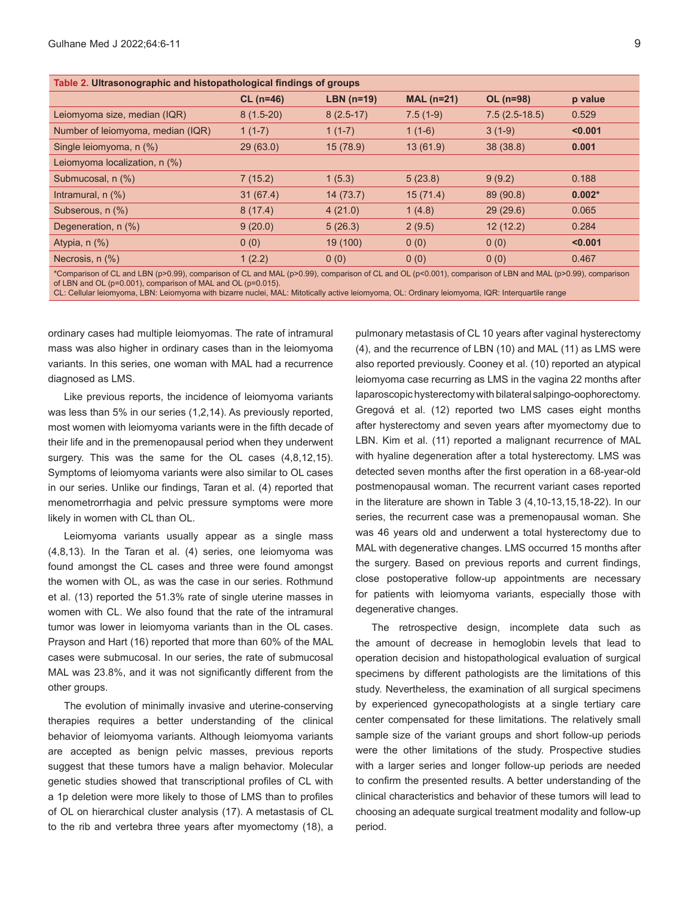**Table 2. Ultrasonographic and histopathological findings of groups**

| | CL (n=46) | LBN (n=19) | MAL (n=21) | OL (n=98) | p value |
|---|---|---|---|---|---|
| Leiomyoma size, median (IQR) | 8 (1.5-20) | 8 (2.5-17) | 7.5 (1-9) | 7.5 (2.5-18.5) | 0.529 |
| Number of leiomyoma, median (IQR) | 1 (1-7) | 1 (1-7) | 1 (1-6) | 3 (1-9) | **<0.001** |
| Single leiomyoma, n (%) | 29 (63.0) | 15 (78.9) | 13 (61.9) | 38 (38.8) | **0.001** |
| Leiomyoma localization, n (%) | | | | | |
| Submucosal, n (%) | 7 (15.2) | 1 (5.3) | 5 (23.8) | 9 (9.2) | 0.188 |
| Intramural, n (%) | 31 (67.4) | 14 (73.7) | 15 (71.4) | 89 (90.8) | **0.002*** |
| Subserous, n (%) | 8 (17.4) | 4 (21.0) | 1 (4.8) | 29 (29.6) | 0.065 |
| Degeneration, n (%) | 9 (20.0) | 5 (26.3) | 2 (9.5) | 12 (12.2) | 0.284 |
| Atypia, n (%) | 0 (0) | 19 (100) | 0 (0) | 0 (0) | **<0.001** |
| Necrosis, n (%) | 1 (2.2) | 0 (0) | 0 (0) | 0 (0) | 0.467 |

*Comparison of CL and LBN (p>0.99), comparison of CL and MAL (p>0.99), comparison of CL and OL (p<0.001), comparison of LBN and MAL (p>0.99), comparison of LBN and OL (p=0.001), comparison of MAL and OL (p=0.015).
CL: Cellular leiomyoma, LBN: Leiomyoma with bizarre nuclei, MAL: Mitotically active leiomyoma, OL: Ordinary leiomyoma, IQR: Interquartile range

ordinary cases had multiple leiomyomas. The rate of intramural mass was also higher in ordinary cases than in the leiomyoma variants. In this series, one woman with MAL had a recurrence diagnosed as LMS.

Like previous reports, the incidence of leiomyoma variants was less than 5% in our series (1,2,14). As previously reported, most women with leiomyoma variants were in the fifth decade of their life and in the premenopausal period when they underwent surgery. This was the same for the OL cases (4,8,12,15). Symptoms of leiomyoma variants were also similar to OL cases in our series. Unlike our findings, Taran et al. (4) reported that menometrorrhagia and pelvic pressure symptoms were more likely in women with CL than OL.

Leiomyoma variants usually appear as a single mass (4,8,13). In the Taran et al. (4) series, one leiomyoma was found amongst the CL cases and three were found amongst the women with OL, as was the case in our series. Rothmund et al. (13) reported the 51.3% rate of single uterine masses in women with CL. We also found that the rate of the intramural tumor was lower in leiomyoma variants than in the OL cases. Prayson and Hart (16) reported that more than 60% of the MAL cases were submucosal. In our series, the rate of submucosal MAL was 23.8%, and it was not significantly different from the other groups.

The evolution of minimally invasive and uterine-conserving therapies requires a better understanding of the clinical behavior of leiomyoma variants. Although leiomyoma variants are accepted as benign pelvic masses, previous reports suggest that these tumors have a malign behavior. Molecular genetic studies showed that transcriptional profiles of CL with a 1p deletion were more likely to those of LMS than to profiles of OL on hierarchical cluster analysis (17). A metastasis of CL to the rib and vertebra three years after myomectomy (18), a pulmonary metastasis of CL 10 years after vaginal hysterectomy (4), and the recurrence of LBN (10) and MAL (11) as LMS were also reported previously. Cooney et al. (10) reported an atypical leiomyoma case recurring as LMS in the vagina 22 months after laparoscopic hysterectomy with bilateral salpingo-oophorectomy. Gregová et al. (12) reported two LMS cases eight months after hysterectomy and seven years after myomectomy due to LBN. Kim et al. (11) reported a malignant recurrence of MAL with hyaline degeneration after a total hysterectomy. LMS was detected seven months after the first operation in a 68-year-old postmenopausal woman. The recurrent variant cases reported in the literature are shown in Table 3 (4,10-13,15,18-22). In our series, the recurrent case was a premenopausal woman. She was 46 years old and underwent a total hysterectomy due to MAL with degenerative changes. LMS occurred 15 months after the surgery. Based on previous reports and current findings, close postoperative follow-up appointments are necessary for patients with leiomyoma variants, especially those with degenerative changes.

The retrospective design, incomplete data such as the amount of decrease in hemoglobin levels that lead to operation decision and histopathological evaluation of surgical specimens by different pathologists are the limitations of this study. Nevertheless, the examination of all surgical specimens by experienced gynecopathologists at a single tertiary care center compensated for these limitations. The relatively small sample size of the variant groups and short follow-up periods were the other limitations of the study. Prospective studies with a larger series and longer follow-up periods are needed to confirm the presented results. A better understanding of the clinical characteristics and behavior of these tumors will lead to choosing an adequate surgical treatment modality and follow-up period.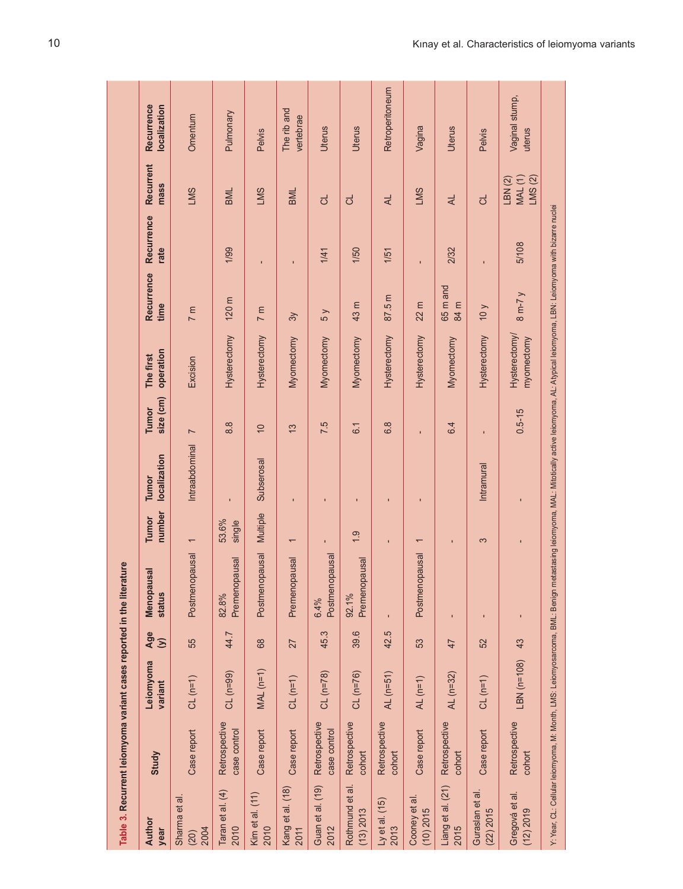**Table 3.** Recurrent leiomyoma variant cases reported in the literature

| Author year | Study | Leiomyoma variant | Age (y) | Menopausal status | Tumor number | Tumor localization | Tumor size (cm) | The first operation | Recurrence time | Recurrence rate | Recurrent mass | Recurrence localization |
|---|---|---|---|---|---|---|---|---|---|---|---|---|
| Sharma et al. (20) 2004 | Case report | CL (n=1) | 55 | Postmenopausal | 1 | Intraabdominal | 7 | Excision | 7 m | | LMS | Omentum |
| Taran et al. (4) 2010 | Retrospective case control | CL (n=99) | 44.7 | 82.8% Premenopausal | 53.6% single | - | 8.8 | Hysterectomy | 120 m | 1/99 | BML | Pulmonary |
| Kim et al. (11) 2010 | Case report | MAL (n=1) | 68 | Postmenopausal | Multiple | Subserosal | 10 | Hysterectomy | 7 m | - | LMS | Pelvis |
| Kang et al. (18) 2011 | Case report | CL (n=1) | 27 | Premenopausal | 1 | - | 13 | Myomectomy | 3y | - | BML | The rib and vertebrae |
| Guan et al. (19) 2012 | Retrospective case control | CL (n=78) | 45.3 | 6.4% Postmenopausal | - | - | 7.5 | Myomectomy | 5 y | 1/41 | CL | Uterus |
| Rothmund et al. (13) 2013 | Retrospective cohort | CL (n=76) | 39.6 | 92.1% Premenopausal | 1.9 | - | 6.1 | Myomectomy | 43 m | 1/50 | CL | Uterus |
| Ly et al. (15) 2013 | Retrospective cohort | AL (n=51) | 42.5 | - | - | - | 6.8 | Hysterectomy | 87.5 m | 1/51 | AL | Retroperitoneum |
| Cooney et al. (10) 2015 | Case report | AL (n=1) | 53 | Postmenopausal | 1 | - | - | Hysterectomy | 22 m | - | LMS | Vagina |
| Liang et al. (21) 2015 | Retrospective cohort | AL (n=32) | 47 | - | - | | 6.4 | Myomectomy | 65 m and 84 m | 2/32 | AL | Uterus |
| Guraslan et al. (22) 2015 | Case report | CL (n=1) | 52 | - | 3 | Intramural | - | Hysterectomy | 10 y | - | CL | Pelvis |
| Gregová et al. (12) 2019 | Retrospective cohort | LBN (n=108) | 43 | - | - | - | 0.5-15 | Hysterectomy/ myomectomy | 8 m-7 y | 5/108 | LBN (2) MAL (1) LMS (2) | Vaginal stump, uterus |

Y: Year, CL: Cellular leiomyoma, M: Month, LMS: Leiomyosarcoma, BML: Benign metastasing leiomyoma, MAL: Mitotically active leiomyoma, AL: Atypical leiomyoma, LBN: Leiomyoma with bizarre nuclei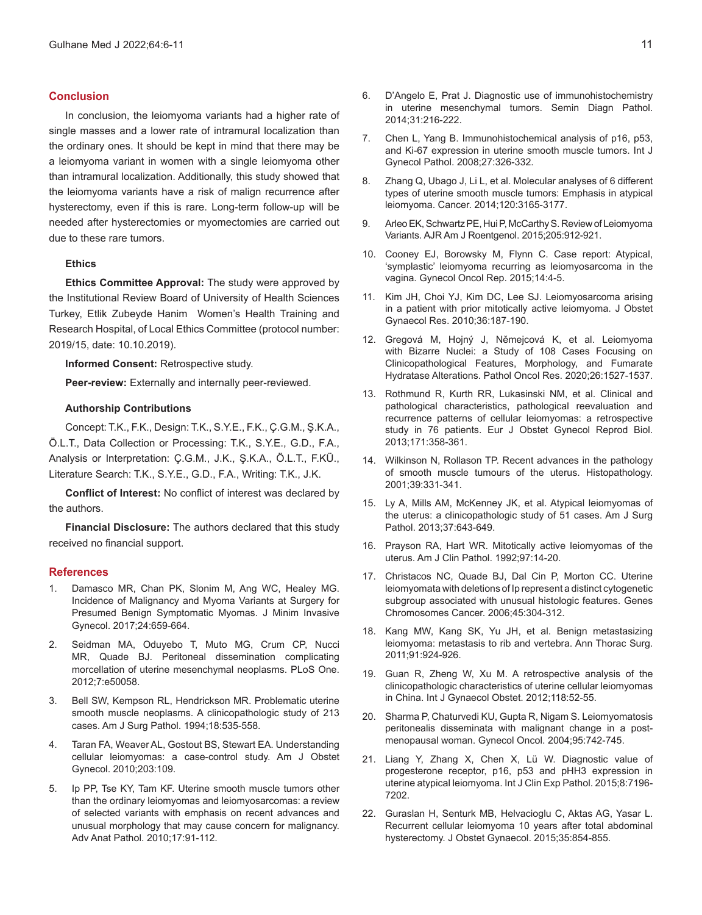## Conclusion

In conclusion, the leiomyoma variants had a higher rate of single masses and a lower rate of intramural localization than the ordinary ones. It should be kept in mind that there may be a leiomyoma variant in women with a single leiomyoma other than intramural localization. Additionally, this study showed that the leiomyoma variants have a risk of malign recurrence after hysterectomy, even if this is rare. Long-term follow-up will be needed after hysterectomies or myomectomies are carried out due to these rare tumors.

### Ethics

**Ethics Committee Approval:** The study were approved by the Institutional Review Board of University of Health Sciences Turkey, Etlik Zubeyde Hanim Women's Health Training and Research Hospital, of Local Ethics Committee (protocol number: 2019/15, date: 10.10.2019).

**Informed Consent:** Retrospective study.

**Peer-review:** Externally and internally peer-reviewed.

### Authorship Contributions

Concept: T.K., F.K., Design: T.K., S.Y.E., F.K., Ç.G.M., Ş.K.A., Ö.L.T., Data Collection or Processing: T.K., S.Y.E., G.D., F.A., Analysis or Interpretation: Ç.G.M., J.K., Ş.K.A., Ö.L.T., F.KÜ., Literature Search: T.K., S.Y.E., G.D., F.A., Writing: T.K., J.K.

**Conflict of Interest:** No conflict of interest was declared by the authors.

**Financial Disclosure:** The authors declared that this study received no financial support.

## References

1. Damasco MR, Chan PK, Slonim M, Ang WC, Healey MG. Incidence of Malignancy and Myoma Variants at Surgery for Presumed Benign Symptomatic Myomas. J Minim Invasive Gynecol. 2017;24:659-664.
2. Seidman MA, Oduyebo T, Muto MG, Crum CP, Nucci MR, Quade BJ. Peritoneal dissemination complicating morcellation of uterine mesenchymal neoplasms. PLoS One. 2012;7:e50058.
3. Bell SW, Kempson RL, Hendrickson MR. Problematic uterine smooth muscle neoplasms. A clinicopathologic study of 213 cases. Am J Surg Pathol. 1994;18:535-558.
4. Taran FA, Weaver AL, Gostout BS, Stewart EA. Understanding cellular leiomyomas: a case-control study. Am J Obstet Gynecol. 2010;203:109.
5. Ip PP, Tse KY, Tam KF. Uterine smooth muscle tumors other than the ordinary leiomyomas and leiomyosarcomas: a review of selected variants with emphasis on recent advances and unusual morphology that may cause concern for malignancy. Adv Anat Pathol. 2010;17:91-112.
6. D'Angelo E, Prat J. Diagnostic use of immunohistochemistry in uterine mesenchymal tumors. Semin Diagn Pathol. 2014;31:216-222.
7. Chen L, Yang B. Immunohistochemical analysis of p16, p53, and Ki-67 expression in uterine smooth muscle tumors. Int J Gynecol Pathol. 2008;27:326-332.
8. Zhang Q, Ubago J, Li L, et al. Molecular analyses of 6 different types of uterine smooth muscle tumors: Emphasis in atypical leiomyoma. Cancer. 2014;120:3165-3177.
9. Arleo EK, Schwartz PE, Hui P, McCarthy S. Review of Leiomyoma Variants. AJR Am J Roentgenol. 2015;205:912-921.
10. Cooney EJ, Borowsky M, Flynn C. Case report: Atypical, 'symplastic' leiomyoma recurring as leiomyosarcoma in the vagina. Gynecol Oncol Rep. 2015;14:4-5.
11. Kim JH, Choi YJ, Kim DC, Lee SJ. Leiomyosarcoma arising in a patient with prior mitotically active leiomyoma. J Obstet Gynaecol Res. 2010;36:187-190.
12. Gregová M, Hojný J, Němejcová K, et al. Leiomyoma with Bizarre Nuclei: a Study of 108 Cases Focusing on Clinicopathological Features, Morphology, and Fumarate Hydratase Alterations. Pathol Oncol Res. 2020;26:1527-1537.
13. Rothmund R, Kurth RR, Lukasinski NM, et al. Clinical and pathological characteristics, pathological reevaluation and recurrence patterns of cellular leiomyomas: a retrospective study in 76 patients. Eur J Obstet Gynecol Reprod Biol. 2013;171:358-361.
14. Wilkinson N, Rollason TP. Recent advances in the pathology of smooth muscle tumours of the uterus. Histopathology. 2001;39:331-341.
15. Ly A, Mills AM, McKenney JK, et al. Atypical leiomyomas of the uterus: a clinicopathologic study of 51 cases. Am J Surg Pathol. 2013;37:643-649.
16. Prayson RA, Hart WR. Mitotically active leiomyomas of the uterus. Am J Clin Pathol. 1992;97:14-20.
17. Christacos NC, Quade BJ, Dal Cin P, Morton CC. Uterine leiomyomata with deletions of Ip represent a distinct cytogenetic subgroup associated with unusual histologic features. Genes Chromosomes Cancer. 2006;45:304-312.
18. Kang MW, Kang SK, Yu JH, et al. Benign metastasizing leiomyoma: metastasis to rib and vertebra. Ann Thorac Surg. 2011;91:924-926.
19. Guan R, Zheng W, Xu M. A retrospective analysis of the clinicopathologic characteristics of uterine cellular leiomyomas in China. Int J Gynaecol Obstet. 2012;118:52-55.
20. Sharma P, Chaturvedi KU, Gupta R, Nigam S. Leiomyomatosis peritonealis disseminata with malignant change in a post-menopausal woman. Gynecol Oncol. 2004;95:742-745.
21. Liang Y, Zhang X, Chen X, Lü W. Diagnostic value of progesterone receptor, p16, p53 and pHH3 expression in uterine atypical leiomyoma. Int J Clin Exp Pathol. 2015;8:7196-7202.
22. Guraslan H, Senturk MB, Helvacioglu C, Aktas AG, Yasar L. Recurrent cellular leiomyoma 10 years after total abdominal hysterectomy. J Obstet Gynaecol. 2015;35:854-855.